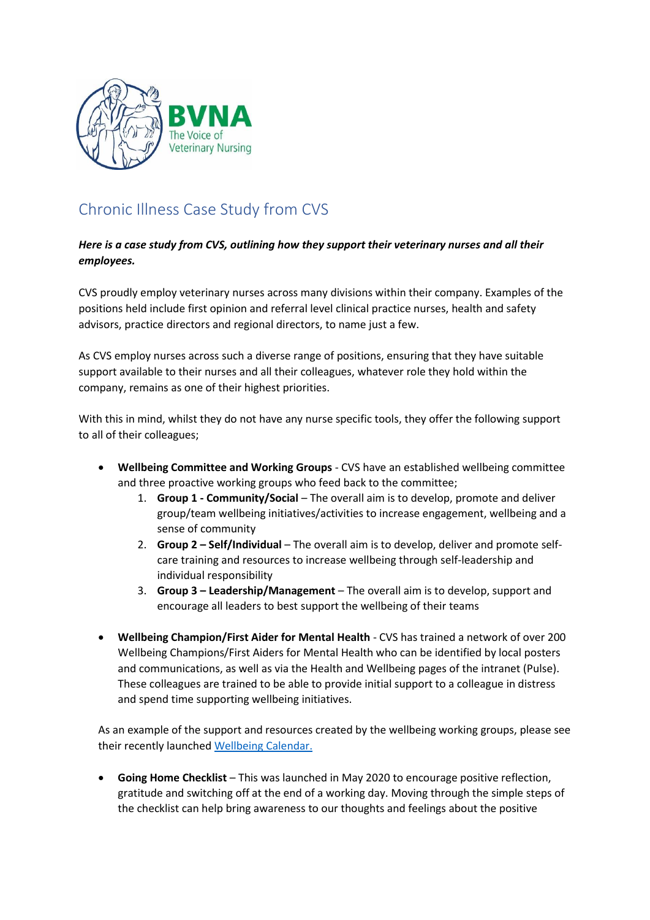BVNA
The Voice of Veterinary Nursing

# Chronic Illness Case Study from CVS

***Here is a case study from CVS, outlining how they support their veterinary nurses and all their employees.***

CVS proudly employ veterinary nurses across many divisions within their company. Examples of the positions held include first opinion and referral level clinical practice nurses, health and safety advisors, practice directors and regional directors, to name just a few.

As CVS employ nurses across such a diverse range of positions, ensuring that they have suitable support available to their nurses and all their colleagues, whatever role they hold within the company, remains as one of their highest priorities.

With this in mind, whilst they do not have any nurse specific tools, they offer the following support to all of their colleagues;

- **Wellbeing Committee and Working Groups** - CVS have an established wellbeing committee and three proactive working groups who feed back to the committee;
    1. **Group 1 - Community/Social** – The overall aim is to develop, promote and deliver group/team wellbeing initiatives/activities to increase engagement, wellbeing and a sense of community
    2. **Group 2 – Self/Individual** – The overall aim is to develop, deliver and promote self-care training and resources to increase wellbeing through self-leadership and individual responsibility
    3. **Group 3 – Leadership/Management** – The overall aim is to develop, support and encourage all leaders to best support the wellbeing of their teams

- **Wellbeing Champion/First Aider for Mental Health** - CVS has trained a network of over 200 Wellbeing Champions/First Aiders for Mental Health who can be identified by local posters and communications, as well as via the Health and Wellbeing pages of the intranet (Pulse). These colleagues are trained to be able to provide initial support to a colleague in distress and spend time supporting wellbeing initiatives.

As an example of the support and resources created by the wellbeing working groups, please see their recently launched [Wellbeing Calendar.]

- **Going Home Checklist** – This was launched in May 2020 to encourage positive reflection, gratitude and switching off at the end of a working day. Moving through the simple steps of the checklist can help bring awareness to our thoughts and feelings about the positive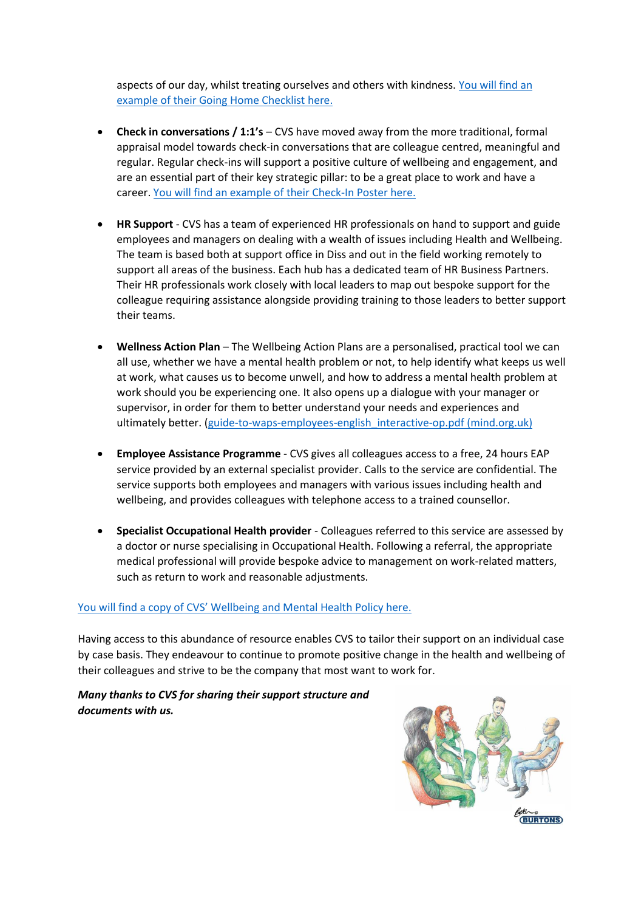aspects of our day, whilst treating ourselves and others with kindness. [You will find an example of their Going Home Checklist here.]

- **Check in conversations / 1:1's** – CVS have moved away from the more traditional, formal appraisal model towards check-in conversations that are colleague centred, meaningful and regular. Regular check-ins will support a positive culture of wellbeing and engagement, and are an essential part of their key strategic pillar: to be a great place to work and have a career. [You will find an example of their Check-In Poster here.]

- **HR Support** - CVS has a team of experienced HR professionals on hand to support and guide employees and managers on dealing with a wealth of issues including Health and Wellbeing. The team is based both at support office in Diss and out in the field working remotely to support all areas of the business. Each hub has a dedicated team of HR Business Partners. Their HR professionals work closely with local leaders to map out bespoke support for the colleague requiring assistance alongside providing training to those leaders to better support their teams.

- **Wellness Action Plan** – The Wellbeing Action Plans are a personalised, practical tool we can all use, whether we have a mental health problem or not, to help identify what keeps us well at work, what causes us to become unwell, and how to address a mental health problem at work should you be experiencing one. It also opens up a dialogue with your manager or supervisor, in order for them to better understand your needs and experiences and ultimately better. (guide-to-waps-employees-english_interactive-op.pdf (mind.org.uk))

- **Employee Assistance Programme** - CVS gives all colleagues access to a free, 24 hours EAP service provided by an external specialist provider. Calls to the service are confidential. The service supports both employees and managers with various issues including health and wellbeing, and provides colleagues with telephone access to a trained counsellor.

- **Specialist Occupational Health provider** - Colleagues referred to this service are assessed by a doctor or nurse specialising in Occupational Health. Following a referral, the appropriate medical professional will provide bespoke advice to management on work-related matters, such as return to work and reasonable adjustments.

[You will find a copy of CVS' Wellbeing and Mental Health Policy here.]

Having access to this abundance of resource enables CVS to tailor their support on an individual case by case basis. They endeavour to continue to promote positive change in the health and wellbeing of their colleagues and strive to be the company that most want to work for.

***Many thanks to CVS for sharing their support structure and documents with us.***